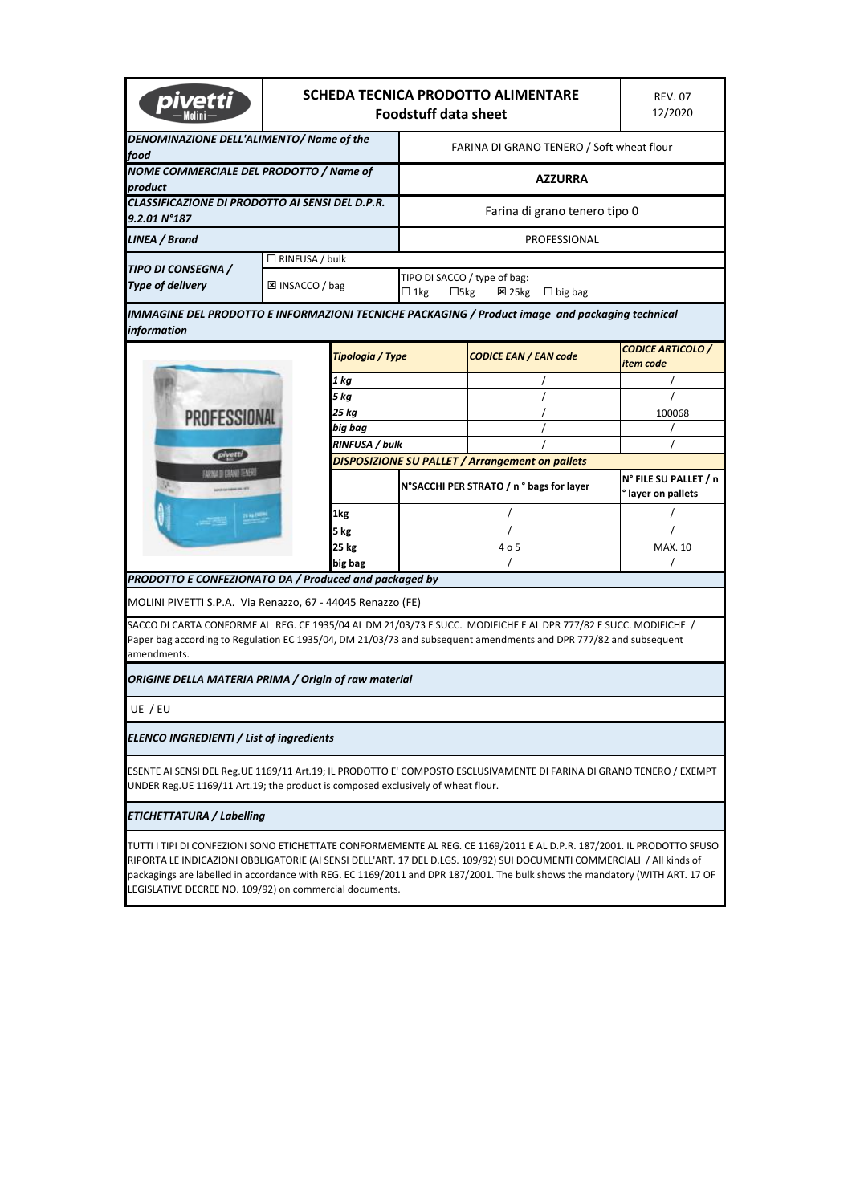# SCHEDA TECNICA PRODOTTO ALIMENTARE
## Foodstuff data sheet

REV. 07
12/2020

| | |
|---|---|
| ***DENOMINAZIONE DELL'ALIMENTO/ Name of the food*** | FARINA DI GRANO TENERO / Soft wheat flour |
| ***NOME COMMERCIALE DEL PRODOTTO / Name of product*** | **AZZURRA** |
| ***CLASSIFICAZIONE DI PRODOTTO AI SENSI DEL D.P.R. 9.2.01 N°187*** | Farina di grano tenero tipo 0 |
| ***LINEA / Brand*** | PROFESSIONAL |

| | | |
|---|---|---|
| ***TIPO DI CONSEGNA / Type of delivery*** | ☐ RINFUSA / bulk | |
| | ☒ INSACCO / bag | TIPO DI SACCO / type of bag: ☐ 1kg ☐5kg ☒ 25kg ☐ big bag |

### *IMMAGINE DEL PRODOTTO E INFORMAZIONI TECNICHE PACKAGING / Product image and packaging technical information*

| *Tipologia / Type* | *CODICE EAN / EAN code* | *CODICE ARTICOLO / item code* |
|---|---|---|
| *1 kg* | / | / |
| *5 kg* | / | / |
| *25 kg* | / | 100068 |
| *big bag* | / | / |
| *RINFUSA / bulk* | / | / |

***DISPOSIZIONE SU PALLET / Arrangement on pallets***

| | N°SACCHI PER STRATO / n ° bags for layer | N° FILE SU PALLET / n ° layer on pallets |
|---|---|---|
| 1kg | / | / |
| 5 kg | / | / |
| 25 kg | 4 o 5 | MAX. 10 |
| big bag | / | / |

### *PRODOTTO E CONFEZIONATO DA / Produced and packaged by*

MOLINI PIVETTI S.P.A. Via Renazzo, 67 - 44045 Renazzo (FE)

SACCO DI CARTA CONFORME AL REG. CE 1935/04 AL DM 21/03/73 E SUCC. MODIFICHE E AL DPR 777/82 E SUCC. MODIFICHE / Paper bag according to Regulation EC 1935/04, DM 21/03/73 and subsequent amendments and DPR 777/82 and subsequent amendments.

### *ORIGINE DELLA MATERIA PRIMA / Origin of raw material*

UE / EU

### *ELENCO INGREDIENTI / List of ingredients*

ESENTE AI SENSI DEL Reg.UE 1169/11 Art.19; IL PRODOTTO E' COMPOSTO ESCLUSIVAMENTE DI FARINA DI GRANO TENERO / EXEMPT UNDER Reg.UE 1169/11 Art.19; the product is composed exclusively of wheat flour.

### *ETICHETTATURA / Labelling*

TUTTI I TIPI DI CONFEZIONI SONO ETICHETTATE CONFORMEMENTE AL REG. CE 1169/2011 E AL D.P.R. 187/2001. IL PRODOTTO SFUSO RIPORTA LE INDICAZIONI OBBLIGATORIE (AI SENSI DELL'ART. 17 DEL D.LGS. 109/92) SUI DOCUMENTI COMMERCIALI / All kinds of packagings are labelled in accordance with REG. EC 1169/2011 and DPR 187/2001. The bulk shows the mandatory (WITH ART. 17 OF LEGISLATIVE DECREE NO. 109/92) on commercial documents.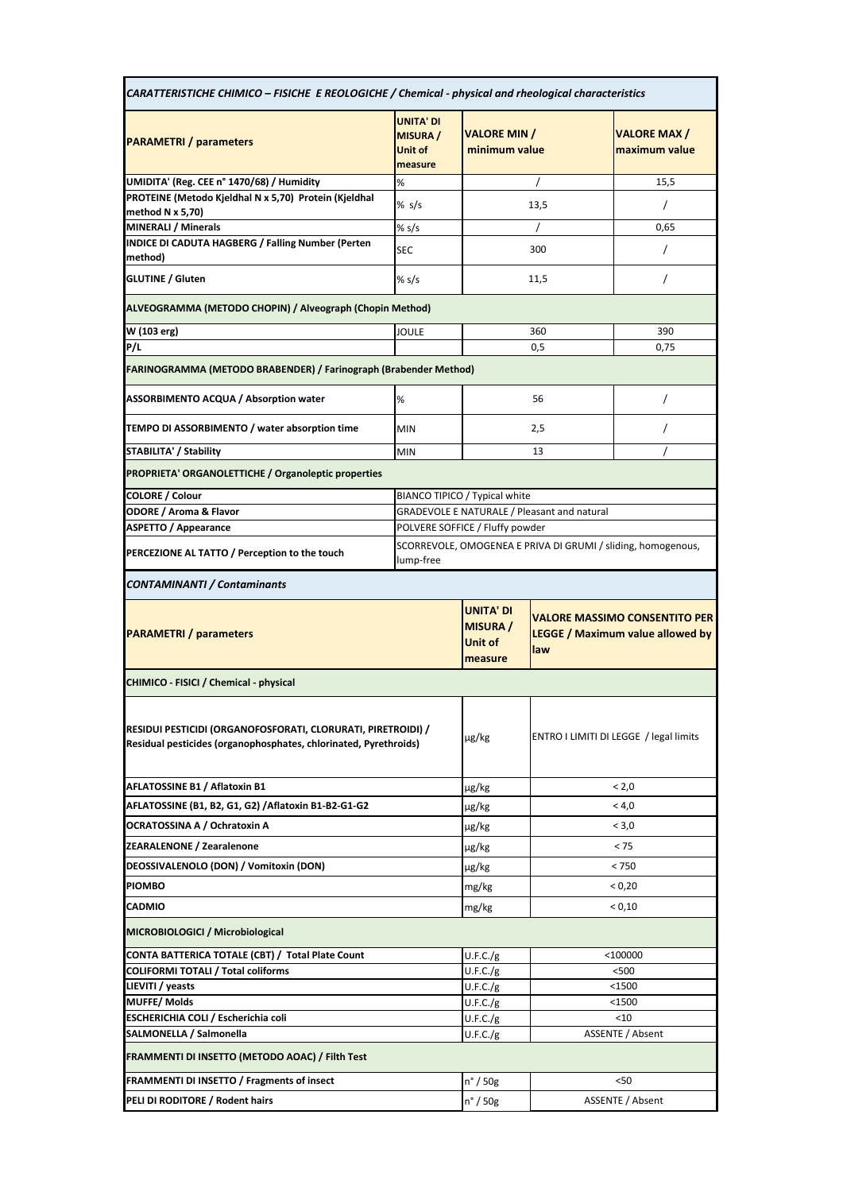| *CARATTERISTICHE CHIMICO – FISICHE E REOLOGICHE / Chemical - physical and rheological characteristics* | | | |
|---|---|---|---|
| **PARAMETRI / parameters** | **UNITA' DI MISURA / Unit of measure** | **VALORE MIN / minimum value** | **VALORE MAX / maximum value** |
| **UMIDITA' (Reg. CEE n° 1470/68) / Humidity** | % | / | 15,5 |
| **PROTEINE (Metodo Kjeldhal N x 5,70) Protein (Kjeldhal method N x 5,70)** | % s/s | 13,5 | / |
| **MINERALI / Minerals** | % s/s | / | 0,65 |
| **INDICE DI CADUTA HAGBERG / Falling Number (Perten method)** | SEC | 300 | / |
| **GLUTINE / Gluten** | % s/s | 11,5 | / |
| **ALVEOGRAMMA (METODO CHOPIN) / Alveograph (Chopin Method)** | | | |
| **W (103 erg)** | JOULE | 360 | 390 |
| **P/L** | | 0,5 | 0,75 |
| **FARINOGRAMMA (METODO BRABENDER) / Farinograph (Brabender Method)** | | | |
| **ASSORBIMENTO ACQUA / Absorption water** | % | 56 | / |
| **TEMPO DI ASSORBIMENTO / water absorption time** | MIN | 2,5 | / |
| **STABILITA' / Stability** | MIN | 13 | / |
| **PROPRIETA' ORGANOLETTICHE / Organoleptic properties** | | | |
| **COLORE / Colour** | BIANCO TIPICO / Typical white | | |
| **ODORE / Aroma & Flavor** | GRADEVOLE E NATURALE / Pleasant and natural | | |
| **ASPETTO / Appearance** | POLVERE SOFFICE / Fluffy powder | | |
| **PERCEZIONE AL TATTO / Perception to the touch** | SCORREVOLE, OMOGENEA E PRIVA DI GRUMI / sliding, homogenous, lump-free | | |

| *CONTAMINANTI / Contaminants* | | |
|---|---|---|
| **PARAMETRI / parameters** | **UNITA' DI MISURA / Unit of measure** | **VALORE MASSIMO CONSENTITO PER LEGGE / Maximum value allowed by law** |
| **CHIMICO - FISICI / Chemical - physical** | | |
| **RESIDUI PESTICIDI (ORGANOFOSFORATI, CLORURATI, PIRETROIDI) / Residual pesticides (organophosphates, chlorinated, Pyrethroids)** | µg/kg | ENTRO I LIMITI DI LEGGE / legal limits |
| **AFLATOSSINE B1 / Aflatoxin B1** | µg/kg | < 2,0 |
| **AFLATOSSINE (B1, B2, G1, G2) /Aflatoxin B1-B2-G1-G2** | µg/kg | < 4,0 |
| **OCRATOSSINA A / Ochratoxin A** | µg/kg | < 3,0 |
| **ZEARALENONE / Zearalenone** | µg/kg | < 75 |
| **DEOSSIVALENOLO (DON) / Vomitoxin (DON)** | µg/kg | < 750 |
| **PIOMBO** | mg/kg | < 0,20 |
| **CADMIO** | mg/kg | < 0,10 |
| **MICROBIOLOGICI / Microbiological** | | |
| **CONTA BATTERICA TOTALE (CBT) / Total Plate Count** | U.F.C./g | <100000 |
| **COLIFORMI TOTALI / Total coliforms** | U.F.C./g | <500 |
| **LIEVITI / yeasts** | U.F.C./g | <1500 |
| **MUFFE/ Molds** | U.F.C./g | <1500 |
| **ESCHERICHIA COLI / Escherichia coli** | U.F.C./g | <10 |
| **SALMONELLA / Salmonella** | U.F.C./g | ASSENTE / Absent |
| **FRAMMENTI DI INSETTO (METODO AOAC) / Filth Test** | | |
| **FRAMMENTI DI INSETTO / Fragments of insect** | n° / 50g | <50 |
| **PELI DI RODITORE / Rodent hairs** | n° / 50g | ASSENTE / Absent |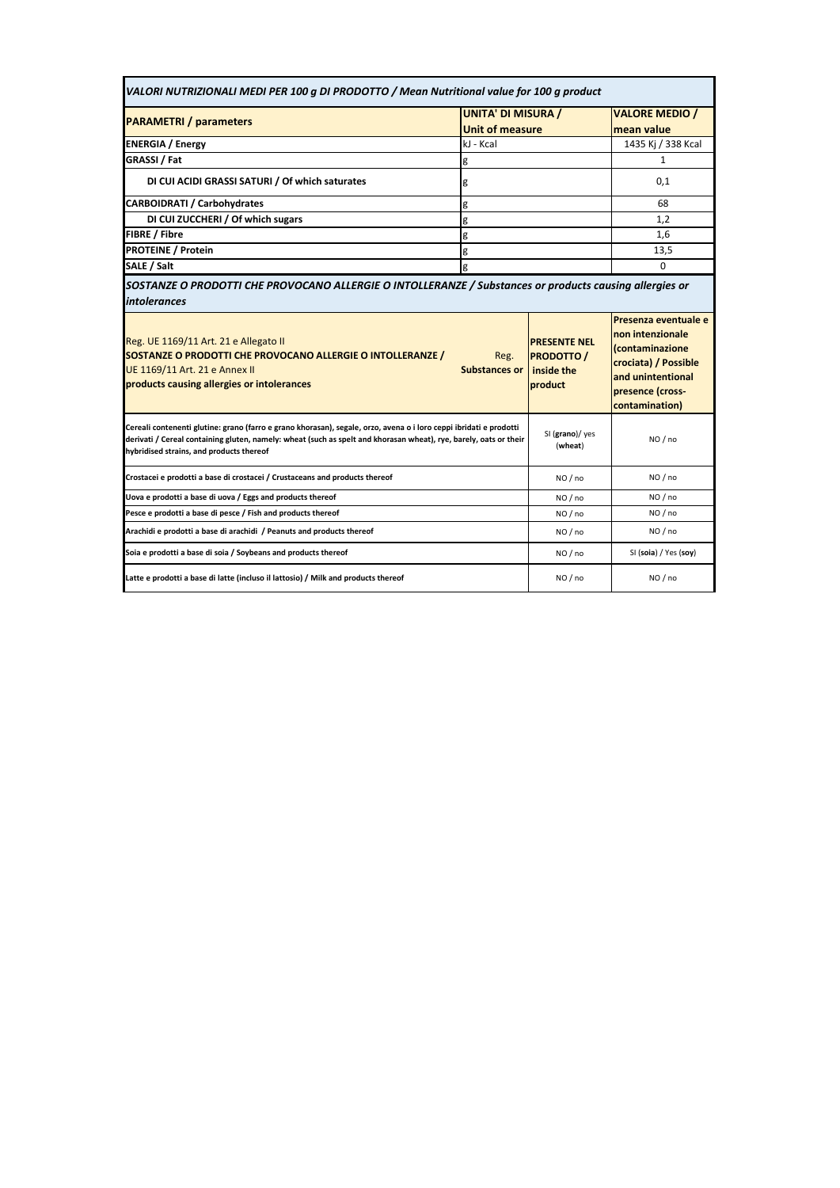*VALORI NUTRIZIONALI MEDI PER 100 g DI PRODOTTO / Mean Nutritional value for 100 g product*

| **PARAMETRI / parameters** | **UNITA' DI MISURA / Unit of measure** | **VALORE MEDIO / mean value** |
|---|---|---|
| **ENERGIA / Energy** | kJ - Kcal | 1435 Kj / 338 Kcal |
| **GRASSI / Fat** | g | 1 |
| **DI CUI ACIDI GRASSI SATURI / Of which saturates** | g | 0,1 |
| **CARBOIDRATI / Carbohydrates** | g | 68 |
| **DI CUI ZUCCHERI / Of which sugars** | g | 1,2 |
| **FIBRE / Fibre** | g | 1,6 |
| **PROTEINE / Protein** | g | 13,5 |
| **SALE / Salt** | g | 0 |

*SOSTANZE O PRODOTTI CHE PROVOCANO ALLERGIE O INTOLLERANZE / Substances or products causing allergies or intolerances*

| Reg. UE 1169/11 Art. 21 e Allegato II **SOSTANZE O PRODOTTI CHE PROVOCANO ALLERGIE O INTOLLERANZE /** Reg. UE 1169/11 Art. 21 e Annex II **Substances or products causing allergies or intolerances** | **PRESENTE NEL PRODOTTO / inside the product** | **Presenza eventuale e non intenzionale (contaminazione crociata) / Possible and unintentional presence (cross-contamination)** |
|---|---|---|
| **Cereali contenenti glutine: grano (farro e grano khorasan), segale, orzo, avena o i loro ceppi ibridati e prodotti derivati / Cereal containing gluten, namely: wheat (such as spelt and khorasan wheat), rye, barely, oats or their hybridised strains, and products thereof** | SI (**grano**)/ yes (**wheat**) | NO / no |
| **Crostacei e prodotti a base di crostacei / Crustaceans and products thereof** | NO / no | NO / no |
| **Uova e prodotti a base di uova / Eggs and products thereof** | NO / no | NO / no |
| **Pesce e prodotti a base di pesce / Fish and products thereof** | NO / no | NO / no |
| **Arachidi e prodotti a base di arachidi / Peanuts and products thereof** | NO / no | NO / no |
| **Soia e prodotti a base di soia / Soybeans and products thereof** | NO / no | SI (**soia**) / Yes (**soy**) |
| **Latte e prodotti a base di latte (incluso il lattosio) / Milk and products thereof** | NO / no | NO / no |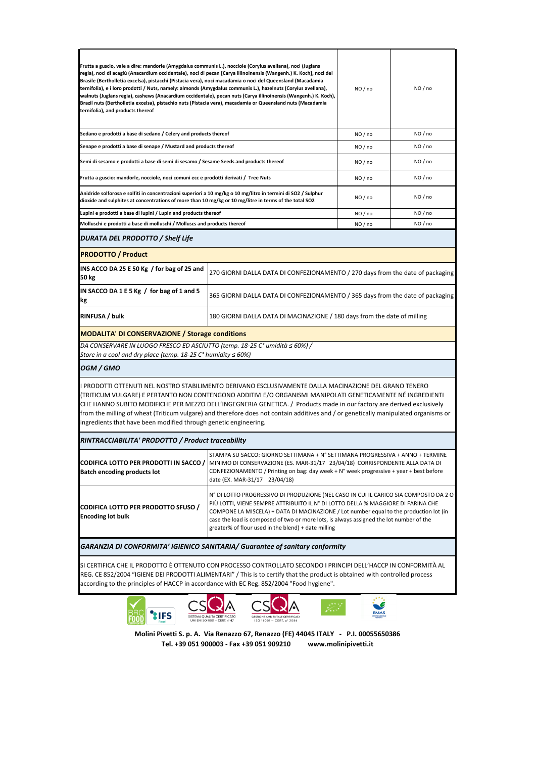| | | |
|---|---|---|
| **Frutta a guscio, vale a dire: mandorle (Amygdalus communis L.), nocciole (Corylus avellana), noci (Juglans regia), noci di acagiù (Anacardium occidentale), noci di pecan [Carya illinoinensis (Wangenh.) K. Koch], noci del Brasile (Bertholletia excelsa), pistacchi (Pistacia vera), noci macadamia o noci del Queensland (Macadamia ternifolia), e i loro prodotti / Nuts, namely: almonds (Amygdalus communis L.), hazelnuts (Corylus avellana), walnuts (Juglans regia), cashews (Anacardium occidentale), pecan nuts (Carya illinoinensis (Wangenh.) K. Koch), Brazil nuts (Bertholletia excelsa), pistachio nuts (Pistacia vera), macadamia or Queensland nuts (Macadamia ternifolia), and products thereof** | NO / no | NO / no |
| **Sedano e prodotti a base di sedano / Celery and products thereof** | NO / no | NO / no |
| **Senape e prodotti a base di senape / Mustard and products thereof** | NO / no | NO / no |
| **Semi di sesamo e prodotti a base di semi di sesamo / Sesame Seeds and products thereof** | NO / no | NO / no |
| **Frutta a guscio: mandorle, nocciole, noci comuni ecc e prodotti derivati / Tree Nuts** | NO / no | NO / no |
| **Anidride solforosa e solfiti in concentrazioni superiori a 10 mg/kg o 10 mg/litro in termini di SO2 / Sulphur dioxide and sulphites at concentrations of more than 10 mg/kg or 10 mg/litre in terms of the total SO2** | NO / no | NO / no |
| **Lupini e prodotti a base di lupini / Lupin and products thereof** | NO / no | NO / no |
| **Molluschi e prodotti a base di molluschi / Molluscs and products thereof** | NO / no | NO / no |

## *DURATA DEL PRODOTTO / Shelf Life*

| **PRODOTTO / Product** | |
|---|---|
| **INS ACCO DA 25 E 50 Kg / for bag of 25 and 50 kg** | 270 GIORNI DALLA DATA DI CONFEZIONAMENTO / 270 days from the date of packaging |
| **IN SACCO DA 1 E 5 Kg / for bag of 1 and 5 kg** | 365 GIORNI DALLA DATA DI CONFEZIONAMENTO / 365 days from the date of packaging |
| **RINFUSA / bulk** | 180 GIORNI DALLA DATA DI MACINAZIONE / 180 days from the date of milling |

**MODALITA' DI CONSERVAZIONE / Storage conditions**

*DA CONSERVARE IN LUOGO FRESCO ED ASCIUTTO (temp. 18-25 C° umidità ≤ 60%) / Store in a cool and dry place (temp. 18-25 C° humidity ≤ 60%)*

## *OGM / GMO*

I PRODOTTI OTTENUTI NEL NOSTRO STABILIMENTO DERIVANO ESCLUSIVAMENTE DALLA MACINAZIONE DEL GRANO TENERO (TRITICUM VULGARE) E PERTANTO NON CONTENGONO ADDITIVI E/O ORGANISMI MANIPOLATI GENETICAMENTE NÉ INGREDIENTI CHE HANNO SUBITO MODIFICHE PER MEZZO DELL'INGEGNERIA GENETICA. / Products made in our factory are derived exclusively from the milling of wheat (Triticum vulgare) and therefore does not contain additives and / or genetically manipulated organisms or ingredients that have been modified through genetic engineering.

## *RINTRACCIABILITA' PRODOTTO / Product traceability*

| | |
|---|---|
| **CODIFICA LOTTO PER PRODOTTI IN SACCO / Batch encoding products lot** | STAMPA SU SACCO: GIORNO SETTIMANA + N° SETTIMANA PROGRESSIVA + ANNO + TERMINE MINIMO DI CONSERVAZIONE (ES. MAR-31/17 23/04/18) CORRISPONDENTE ALLA DATA DI CONFEZIONAMENTO / Printing on bag: day week + N° week progressive + year + best before date (EX. MAR-31/17 23/04/18) |
| **CODIFICA LOTTO PER PRODOTTO SFUSO / Encoding lot bulk** | N° DI LOTTO PROGRESSIVO DI PRODUZIONE (NEL CASO IN CUI IL CARICO SIA COMPOSTO DA 2 O PIÙ LOTTI, VIENE SEMPRE ATTRIBUITO IL N° DI LOTTO DELLA % MAGGIORE DI FARINA CHE COMPONE LA MISCELA) + DATA DI MACINAZIONE / Lot number equal to the production lot (in case the load is composed of two or more lots, is always assigned the lot number of the greater% of flour used in the blend) + date milling |

## *GARANZIA DI CONFORMITA' IGIENICO SANITARIA/ Guarantee of sanitary conformity*

SI CERTIFICA CHE IL PRODOTTO È OTTENUTO CON PROCESSO CONTROLLATO SECONDO I PRINCIPI DELL'HACCP IN CONFORMITÀ AL REG. CE 852/2004 "IGIENE DEI PRODOTTI ALIMENTARI" / This is to certify that the product is obtained with controlled process according to the principles of HACCP in accordance with EC Reg. 852/2004 "Food hygiene".

BRC FOOD CERTIFICATED · IFS Food · CSQA SISTEMA QUALITÀ CERTIFICATO UNI EN ISO 9001 – CERT. n° 47 · CSQA GESTIONE AMBIENTALE CERTIFICATA ISO 14001 – CERT. n° 2084 · EMAS

**Molini Pivetti S. p. A. Via Renazzo 67, Renazzo (FE) 44045 ITALY - P.I. 00055650386**
**Tel. +39 051 900003 - Fax +39 051 909210 www.molinipivetti.it**